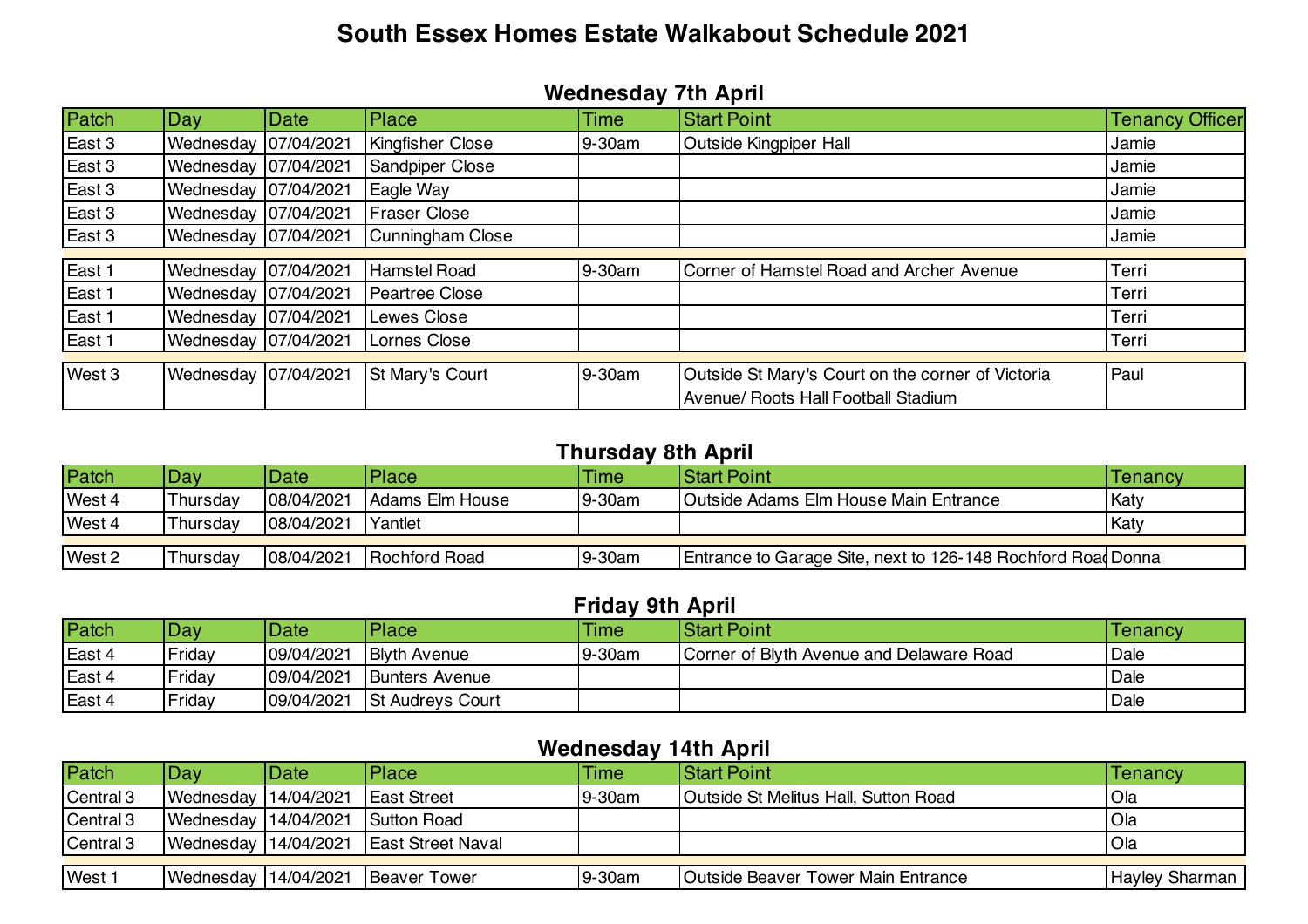# South Essex Homes Estate Walkabout Schedule 2021

## Wednesday 7th April

| Patch | Day | Date | Place | Time | Start Point | Tenancy Officer |
|---|---|---|---|---|---|---|
| East 3 | Wednesday | 07/04/2021 | Kingfisher Close | 9-30am | Outside Kingpiper Hall | Jamie |
| East 3 | Wednesday | 07/04/2021 | Sandpiper Close | | | Jamie |
| East 3 | Wednesday | 07/04/2021 | Eagle Way | | | Jamie |
| East 3 | Wednesday | 07/04/2021 | Fraser Close | | | Jamie |
| East 3 | Wednesday | 07/04/2021 | Cunningham Close | | | Jamie |
| East 1 | Wednesday | 07/04/2021 | Hamstel Road | 9-30am | Corner of Hamstel Road and Archer Avenue | Terri |
| East 1 | Wednesday | 07/04/2021 | Peartree Close | | | Terri |
| East 1 | Wednesday | 07/04/2021 | Lewes Close | | | Terri |
| East 1 | Wednesday | 07/04/2021 | Lornes Close | | | Terri |
| West 3 | Wednesday | 07/04/2021 | St Mary's Court | 9-30am | Outside St Mary's Court on the corner of Victoria Avenue/ Roots Hall Football Stadium | Paul |

## Thursday 8th April

| Patch | Day | Date | Place | Time | Start Point | Tenancy |
|---|---|---|---|---|---|---|
| West 4 | Thursday | 08/04/2021 | Adams Elm House | 9-30am | Outside Adams Elm House Main Entrance | Katy |
| West 4 | Thursday | 08/04/2021 | Yantlet | | | Katy |
| West 2 | Thursday | 08/04/2021 | Rochford Road | 9-30am | Entrance to Garage Site, next to 126-148 Rochford Road | Donna |

## Friday 9th April

| Patch | Day | Date | Place | Time | Start Point | Tenancy |
|---|---|---|---|---|---|---|
| East 4 | Friday | 09/04/2021 | Blyth Avenue | 9-30am | Corner of Blyth Avenue and Delaware Road | Dale |
| East 4 | Friday | 09/04/2021 | Bunters Avenue | | | Dale |
| East 4 | Friday | 09/04/2021 | St Audreys Court | | | Dale |

## Wednesday 14th April

| Patch | Day | Date | Place | Time | Start Point | Tenancy |
|---|---|---|---|---|---|---|
| Central 3 | Wednesday | 14/04/2021 | East Street | 9-30am | Outside St Melitus Hall, Sutton Road | Ola |
| Central 3 | Wednesday | 14/04/2021 | Sutton Road | | | Ola |
| Central 3 | Wednesday | 14/04/2021 | East Street Naval | | | Ola |
| West 1 | Wednesday | 14/04/2021 | Beaver Tower | 9-30am | Outside Beaver Tower Main Entrance | Hayley Sharman |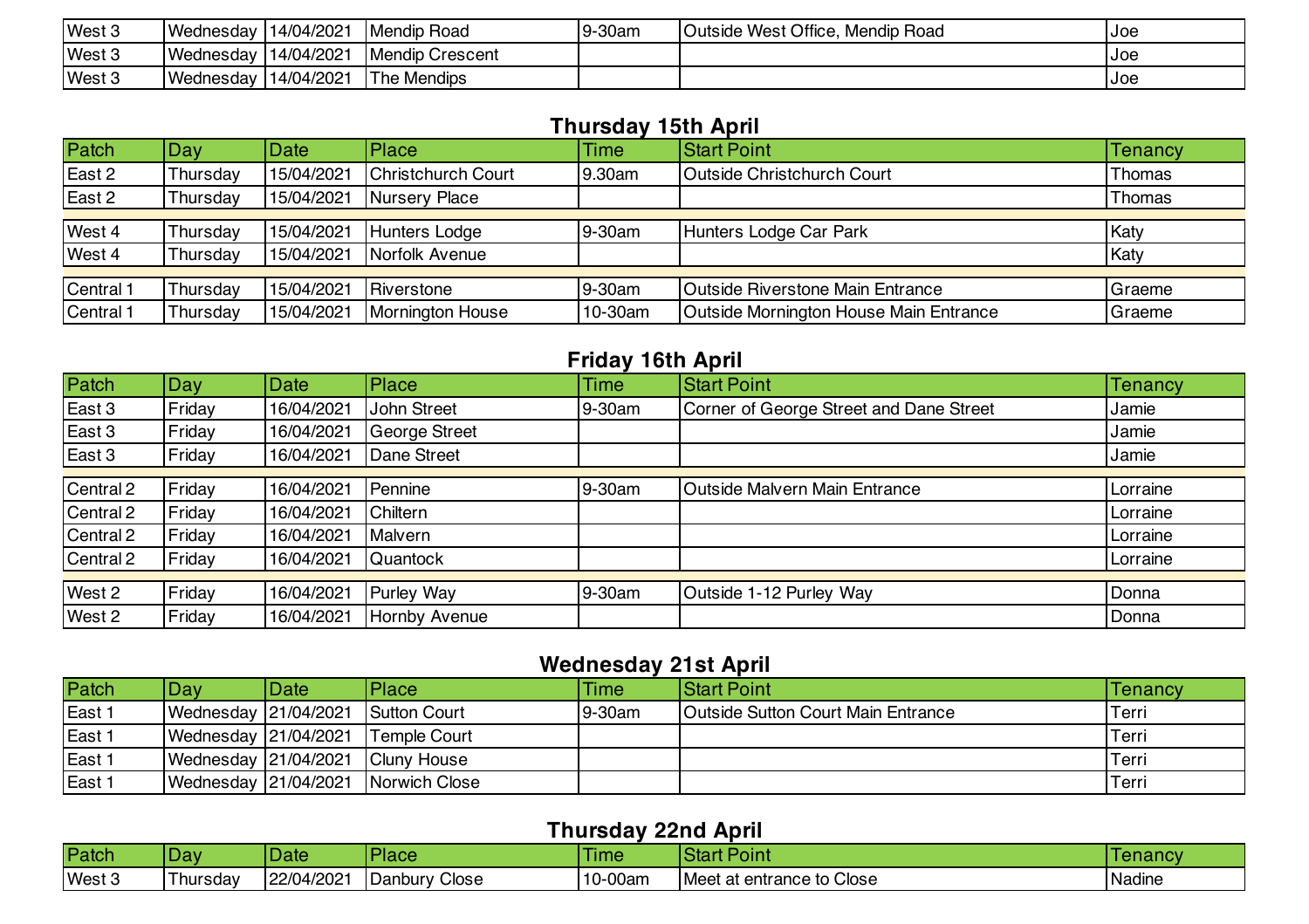| Patch | Day | Date | Place | Time | Start Point | Tenancy |
|---|---|---|---|---|---|---|
| West 3 | Wednesday | 14/04/2021 | Mendip Road | 9-30am | Outside West Office, Mendip Road | Joe |
| West 3 | Wednesday | 14/04/2021 | Mendip Crescent | | | Joe |
| West 3 | Wednesday | 14/04/2021 | The Mendips | | | Joe |

## Thursday 15th April

| Patch | Day | Date | Place | Time | Start Point | Tenancy |
|---|---|---|---|---|---|---|
| East 2 | Thursday | 15/04/2021 | Christchurch Court | 9.30am | Outside Christchurch Court | Thomas |
| East 2 | Thursday | 15/04/2021 | Nursery Place | | | Thomas |
| West 4 | Thursday | 15/04/2021 | Hunters Lodge | 9-30am | Hunters Lodge Car Park | Katy |
| West 4 | Thursday | 15/04/2021 | Norfolk Avenue | | | Katy |
| Central 1 | Thursday | 15/04/2021 | Riverstone | 9-30am | Outside Riverstone Main Entrance | Graeme |
| Central 1 | Thursday | 15/04/2021 | Mornington House | 10-30am | Outside Mornington House Main Entrance | Graeme |

## Friday 16th April

| Patch | Day | Date | Place | Time | Start Point | Tenancy |
|---|---|---|---|---|---|---|
| East 3 | Friday | 16/04/2021 | John Street | 9-30am | Corner of George Street and Dane Street | Jamie |
| East 3 | Friday | 16/04/2021 | George Street | | | Jamie |
| East 3 | Friday | 16/04/2021 | Dane Street | | | Jamie |
| Central 2 | Friday | 16/04/2021 | Pennine | 9-30am | Outside Malvern Main Entrance | Lorraine |
| Central 2 | Friday | 16/04/2021 | Chiltern | | | Lorraine |
| Central 2 | Friday | 16/04/2021 | Malvern | | | Lorraine |
| Central 2 | Friday | 16/04/2021 | Quantock | | | Lorraine |
| West 2 | Friday | 16/04/2021 | Purley Way | 9-30am | Outside 1-12 Purley Way | Donna |
| West 2 | Friday | 16/04/2021 | Hornby Avenue | | | Donna |

## Wednesday 21st April

| Patch | Day | Date | Place | Time | Start Point | Tenancy |
|---|---|---|---|---|---|---|
| East 1 | Wednesday | 21/04/2021 | Sutton Court | 9-30am | Outside Sutton Court Main Entrance | Terri |
| East 1 | Wednesday | 21/04/2021 | Temple Court | | | Terri |
| East 1 | Wednesday | 21/04/2021 | Cluny House | | | Terri |
| East 1 | Wednesday | 21/04/2021 | Norwich Close | | | Terri |

## Thursday 22nd April

| Patch | Day | Date | Place | Time | Start Point | Tenancy |
|---|---|---|---|---|---|---|
| West 3 | Thursday | 22/04/2021 | Danbury Close | 10-00am | Meet at entrance to Close | Nadine |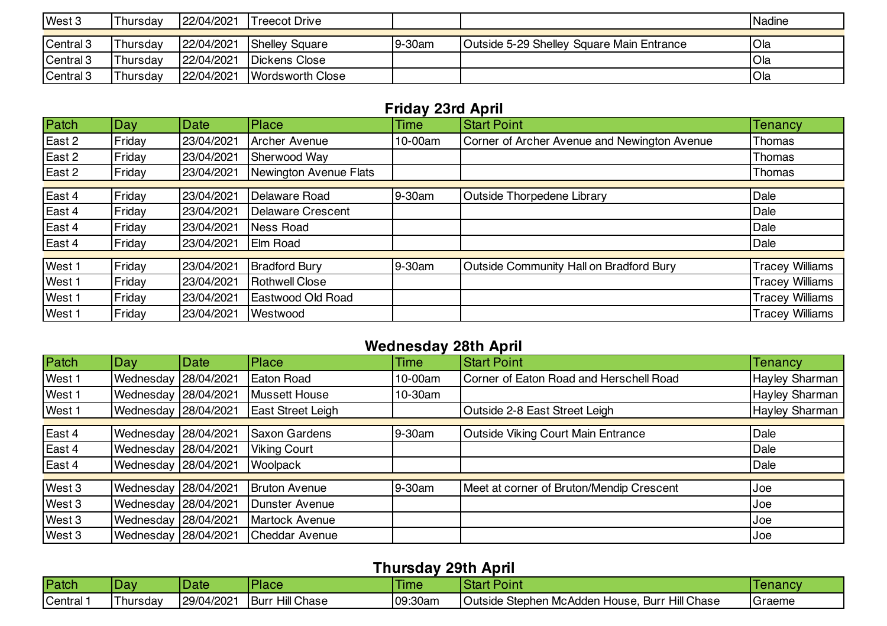| | | | | | | |
|---|---|---|---|---|---|---|
| West 3 | Thursday | 22/04/2021 | Treecot Drive | | | Nadine |

| | | | | | | |
|---|---|---|---|---|---|---|
| Central 3 | Thursday | 22/04/2021 | Shelley Square | 9-30am | Outside 5-29 Shelley Square Main Entrance | Ola |
| Central 3 | Thursday | 22/04/2021 | Dickens Close | | | Ola |
| Central 3 | Thursday | 22/04/2021 | Wordsworth Close | | | Ola |

## Friday 23rd April

| Patch | Day | Date | Place | Time | Start Point | Tenancy |
|---|---|---|---|---|---|---|
| East 2 | Friday | 23/04/2021 | Archer Avenue | 10-00am | Corner of Archer Avenue and Newington Avenue | Thomas |
| East 2 | Friday | 23/04/2021 | Sherwood Way | | | Thomas |
| East 2 | Friday | 23/04/2021 | Newington Avenue Flats | | | Thomas |
| East 4 | Friday | 23/04/2021 | Delaware Road | 9-30am | Outside Thorpedene Library | Dale |
| East 4 | Friday | 23/04/2021 | Delaware Crescent | | | Dale |
| East 4 | Friday | 23/04/2021 | Ness Road | | | Dale |
| East 4 | Friday | 23/04/2021 | Elm Road | | | Dale |
| West 1 | Friday | 23/04/2021 | Bradford Bury | 9-30am | Outside Community Hall on Bradford Bury | Tracey Williams |
| West 1 | Friday | 23/04/2021 | Rothwell Close | | | Tracey Williams |
| West 1 | Friday | 23/04/2021 | Eastwood Old Road | | | Tracey Williams |
| West 1 | Friday | 23/04/2021 | Westwood | | | Tracey Williams |

## Wednesday 28th April

| Patch | Day | Date | Place | Time | Start Point | Tenancy |
|---|---|---|---|---|---|---|
| West 1 | Wednesday | 28/04/2021 | Eaton Road | 10-00am | Corner of Eaton Road and Herschell Road | Hayley Sharman |
| West 1 | Wednesday | 28/04/2021 | Mussett House | 10-30am | | Hayley Sharman |
| West 1 | Wednesday | 28/04/2021 | East Street Leigh | | Outside 2-8 East Street Leigh | Hayley Sharman |
| East 4 | Wednesday | 28/04/2021 | Saxon Gardens | 9-30am | Outside Viking Court Main Entrance | Dale |
| East 4 | Wednesday | 28/04/2021 | Viking Court | | | Dale |
| East 4 | Wednesday | 28/04/2021 | Woolpack | | | Dale |
| West 3 | Wednesday | 28/04/2021 | Bruton Avenue | 9-30am | Meet at corner of Bruton/Mendip Crescent | Joe |
| West 3 | Wednesday | 28/04/2021 | Dunster Avenue | | | Joe |
| West 3 | Wednesday | 28/04/2021 | Martock Avenue | | | Joe |
| West 3 | Wednesday | 28/04/2021 | Cheddar Avenue | | | Joe |

## Thursday 29th April

| Patch | Day | Date | Place | Time | Start Point | Tenancy |
|---|---|---|---|---|---|---|
| Central 1 | Thursday | 29/04/2021 | Burr Hill Chase | 09:30am | Outside Stephen McAdden House, Burr Hill Chase | Graeme |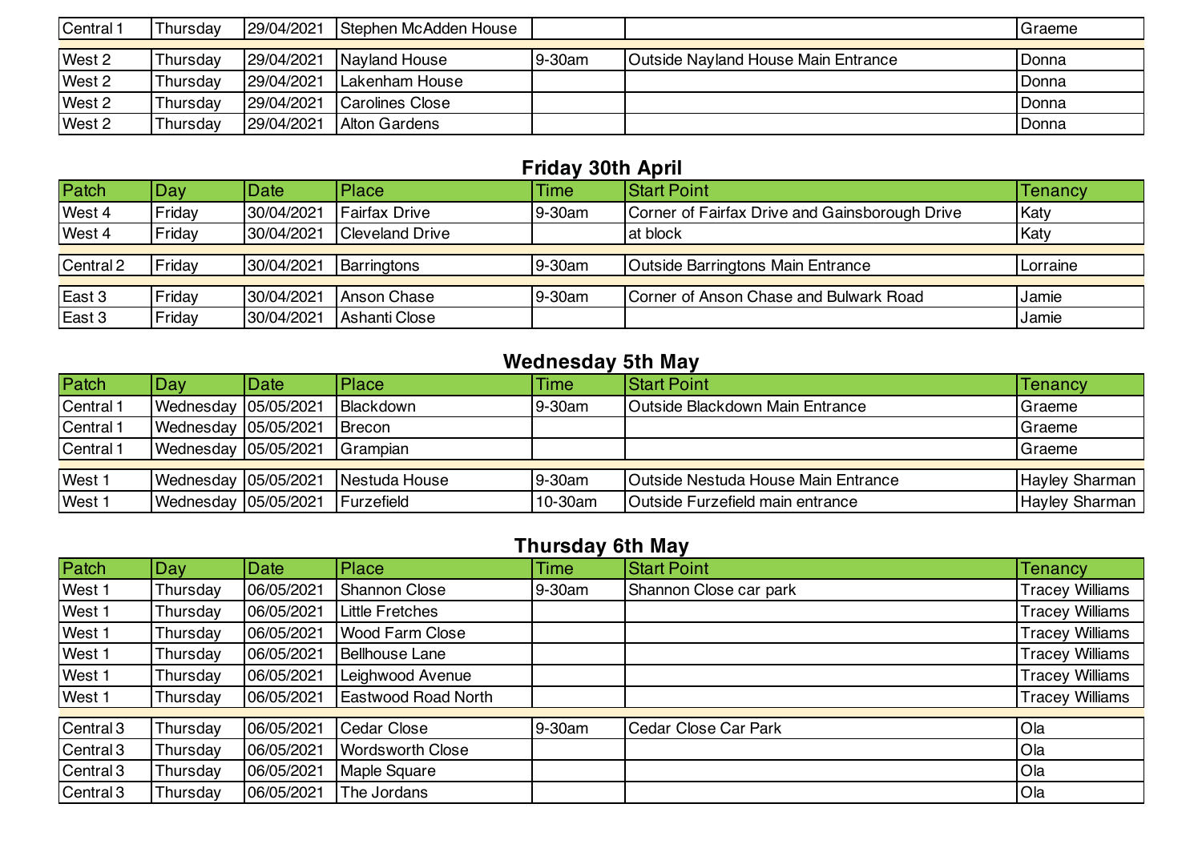| Central 1 | Thursday | 29/04/2021 | Stephen McAdden House | | | Graeme |
|---|---|---|---|---|---|---|
| West 2 | Thursday | 29/04/2021 | Nayland House | 9-30am | Outside Nayland House Main Entrance | Donna |
| West 2 | Thursday | 29/04/2021 | Lakenham House | | | Donna |
| West 2 | Thursday | 29/04/2021 | Carolines Close | | | Donna |
| West 2 | Thursday | 29/04/2021 | Alton Gardens | | | Donna |

## Friday 30th April

| Patch | Day | Date | Place | Time | Start Point | Tenancy |
|---|---|---|---|---|---|---|
| West 4 | Friday | 30/04/2021 | Fairfax Drive | 9-30am | Corner of Fairfax Drive and Gainsborough Drive | Katy |
| West 4 | Friday | 30/04/2021 | Cleveland Drive | | at block | Katy |
| Central 2 | Friday | 30/04/2021 | Barringtons | 9-30am | Outside Barringtons Main Entrance | Lorraine |
| East 3 | Friday | 30/04/2021 | Anson Chase | 9-30am | Corner of Anson Chase and Bulwark Road | Jamie |
| East 3 | Friday | 30/04/2021 | Ashanti Close | | | Jamie |

## Wednesday 5th May

| Patch | Day | Date | Place | Time | Start Point | Tenancy |
|---|---|---|---|---|---|---|
| Central 1 | Wednesday | 05/05/2021 | Blackdown | 9-30am | Outside Blackdown Main Entrance | Graeme |
| Central 1 | Wednesday | 05/05/2021 | Brecon | | | Graeme |
| Central 1 | Wednesday | 05/05/2021 | Grampian | | | Graeme |
| West 1 | Wednesday | 05/05/2021 | Nestuda House | 9-30am | Outside Nestuda House Main Entrance | Hayley Sharman |
| West 1 | Wednesday | 05/05/2021 | Furzefield | 10-30am | Outside Furzefield main entrance | Hayley Sharman |

## Thursday 6th May

| Patch | Day | Date | Place | Time | Start Point | Tenancy |
|---|---|---|---|---|---|---|
| West 1 | Thursday | 06/05/2021 | Shannon Close | 9-30am | Shannon Close car park | Tracey Williams |
| West 1 | Thursday | 06/05/2021 | Little Fretches | | | Tracey Williams |
| West 1 | Thursday | 06/05/2021 | Wood Farm Close | | | Tracey Williams |
| West 1 | Thursday | 06/05/2021 | Bellhouse Lane | | | Tracey Williams |
| West 1 | Thursday | 06/05/2021 | Leighwood Avenue | | | Tracey Williams |
| West 1 | Thursday | 06/05/2021 | Eastwood Road North | | | Tracey Williams |
| Central 3 | Thursday | 06/05/2021 | Cedar Close | 9-30am | Cedar Close Car Park | Ola |
| Central 3 | Thursday | 06/05/2021 | Wordsworth Close | | | Ola |
| Central 3 | Thursday | 06/05/2021 | Maple Square | | | Ola |
| Central 3 | Thursday | 06/05/2021 | The Jordans | | | Ola |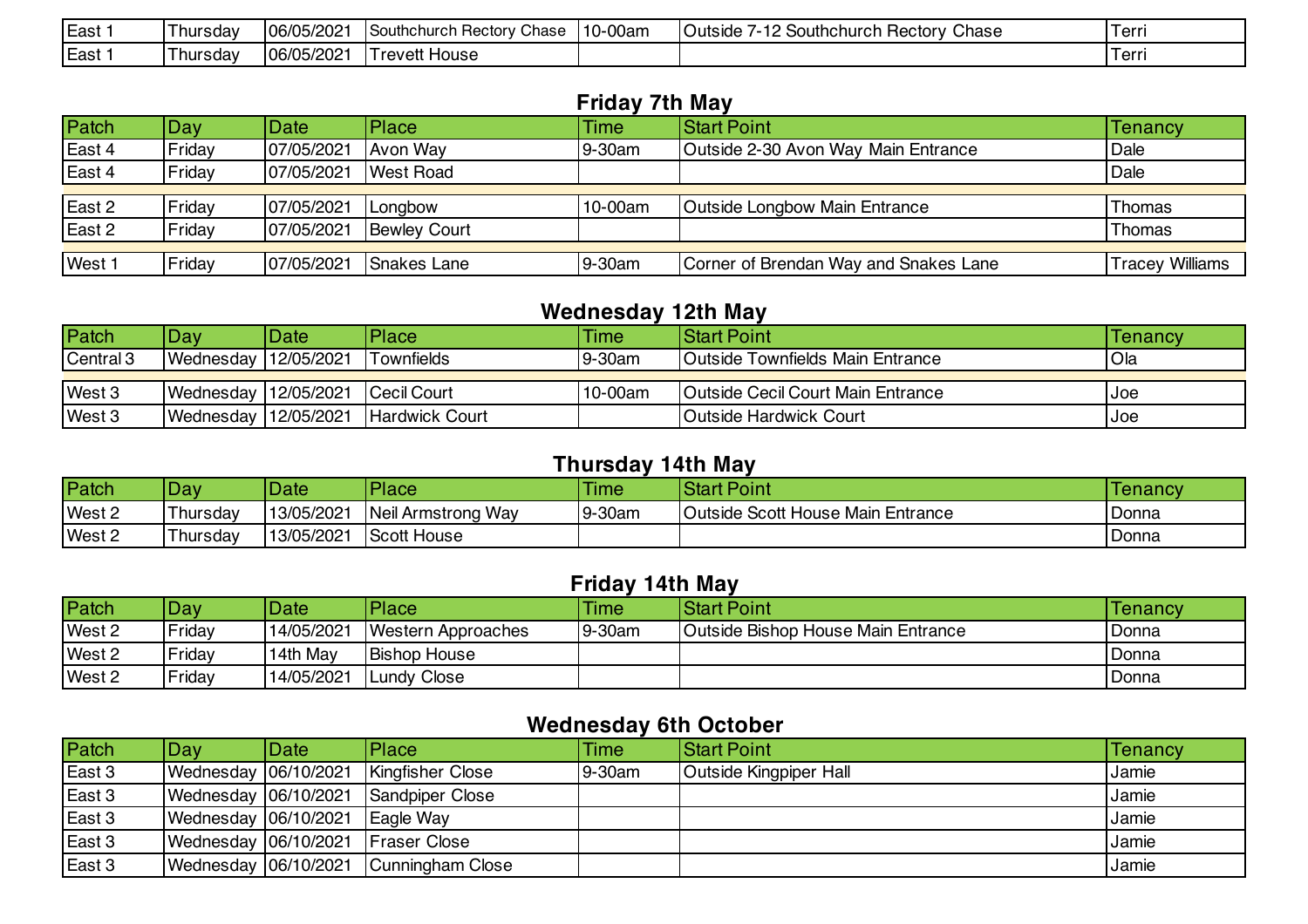| East 1 | Thursday | 06/05/2021 | Southchurch Rectory Chase | 10-00am | Outside 7-12 Southchurch Rectory Chase | Terri |
|---|---|---|---|---|---|---|
| East 1 | Thursday | 06/05/2021 | Trevett House | | | Terri |

## Friday 7th May

| Patch | Day | Date | Place | Time | Start Point | Tenancy |
|---|---|---|---|---|---|---|
| East 4 | Friday | 07/05/2021 | Avon Way | 9-30am | Outside 2-30 Avon Way Main Entrance | Dale |
| East 4 | Friday | 07/05/2021 | West Road | | | Dale |
| East 2 | Friday | 07/05/2021 | Longbow | 10-00am | Outside Longbow Main Entrance | Thomas |
| East 2 | Friday | 07/05/2021 | Bewley Court | | | Thomas |
| West 1 | Friday | 07/05/2021 | Snakes Lane | 9-30am | Corner of Brendan Way and Snakes Lane | Tracey Williams |

## Wednesday 12th May

| Patch | Day | Date | Place | Time | Start Point | Tenancy |
|---|---|---|---|---|---|---|
| Central 3 | Wednesday | 12/05/2021 | Townfields | 9-30am | Outside Townfields Main Entrance | Ola |
| West 3 | Wednesday | 12/05/2021 | Cecil Court | 10-00am | Outside Cecil Court Main Entrance | Joe |
| West 3 | Wednesday | 12/05/2021 | Hardwick Court | | Outside Hardwick Court | Joe |

## Thursday 14th May

| Patch | Day | Date | Place | Time | Start Point | Tenancy |
|---|---|---|---|---|---|---|
| West 2 | Thursday | 13/05/2021 | Neil Armstrong Way | 9-30am | Outside Scott House Main Entrance | Donna |
| West 2 | Thursday | 13/05/2021 | Scott House | | | Donna |

## Friday 14th May

| Patch | Day | Date | Place | Time | Start Point | Tenancy |
|---|---|---|---|---|---|---|
| West 2 | Friday | 14/05/2021 | Western Approaches | 9-30am | Outside Bishop House Main Entrance | Donna |
| West 2 | Friday | 14th May | Bishop House | | | Donna |
| West 2 | Friday | 14/05/2021 | Lundy Close | | | Donna |

## Wednesday 6th October

| Patch | Day | Date | Place | Time | Start Point | Tenancy |
|---|---|---|---|---|---|---|
| East 3 | Wednesday | 06/10/2021 | Kingfisher Close | 9-30am | Outside Kingpiper Hall | Jamie |
| East 3 | Wednesday | 06/10/2021 | Sandpiper Close | | | Jamie |
| East 3 | Wednesday | 06/10/2021 | Eagle Way | | | Jamie |
| East 3 | Wednesday | 06/10/2021 | Fraser Close | | | Jamie |
| East 3 | Wednesday | 06/10/2021 | Cunningham Close | | | Jamie |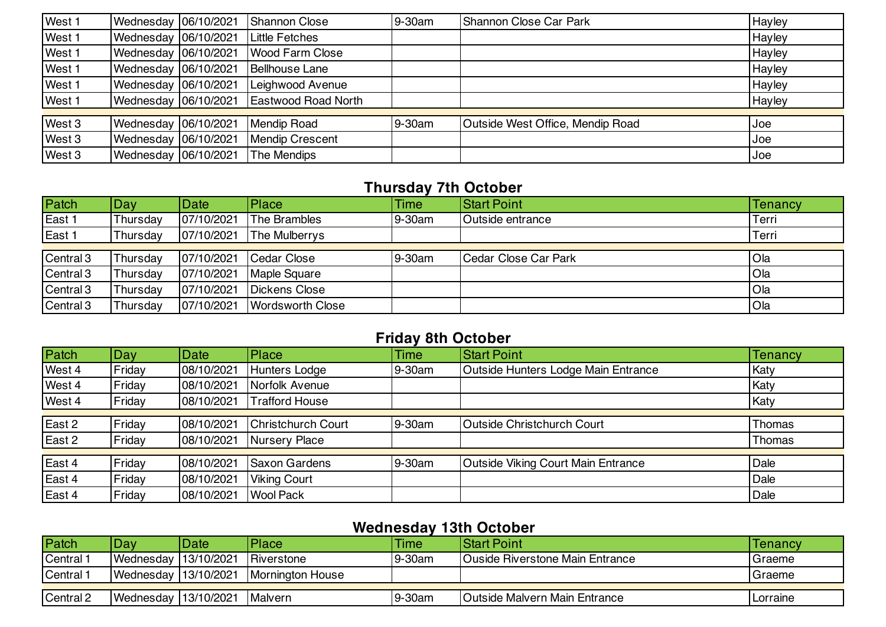| | | | | | | |
|---|---|---|---|---|---|---|
| West 1 | Wednesday | 06/10/2021 | Shannon Close | 9-30am | Shannon Close Car Park | Hayley |
| West 1 | Wednesday | 06/10/2021 | Little Fetches | | | Hayley |
| West 1 | Wednesday | 06/10/2021 | Wood Farm Close | | | Hayley |
| West 1 | Wednesday | 06/10/2021 | Bellhouse Lane | | | Hayley |
| West 1 | Wednesday | 06/10/2021 | Leighwood Avenue | | | Hayley |
| West 1 | Wednesday | 06/10/2021 | Eastwood Road North | | | Hayley |
| West 3 | Wednesday | 06/10/2021 | Mendip Road | 9-30am | Outside West Office, Mendip Road | Joe |
| West 3 | Wednesday | 06/10/2021 | Mendip Crescent | | | Joe |
| West 3 | Wednesday | 06/10/2021 | The Mendips | | | Joe |

## Thursday 7th October

| Patch | Day | Date | Place | Time | Start Point | Tenancy |
|---|---|---|---|---|---|---|
| East 1 | Thursday | 07/10/2021 | The Brambles | 9-30am | Outside entrance | Terri |
| East 1 | Thursday | 07/10/2021 | The Mulberrys | | | Terri |
| Central 3 | Thursday | 07/10/2021 | Cedar Close | 9-30am | Cedar Close Car Park | Ola |
| Central 3 | Thursday | 07/10/2021 | Maple Square | | | Ola |
| Central 3 | Thursday | 07/10/2021 | Dickens Close | | | Ola |
| Central 3 | Thursday | 07/10/2021 | Wordsworth Close | | | Ola |

## Friday 8th October

| Patch | Day | Date | Place | Time | Start Point | Tenancy |
|---|---|---|---|---|---|---|
| West 4 | Friday | 08/10/2021 | Hunters Lodge | 9-30am | Outside Hunters Lodge Main Entrance | Katy |
| West 4 | Friday | 08/10/2021 | Norfolk Avenue | | | Katy |
| West 4 | Friday | 08/10/2021 | Trafford House | | | Katy |
| East 2 | Friday | 08/10/2021 | Christchurch Court | 9-30am | Outside Christchurch Court | Thomas |
| East 2 | Friday | 08/10/2021 | Nursery Place | | | Thomas |
| East 4 | Friday | 08/10/2021 | Saxon Gardens | 9-30am | Outside Viking Court Main Entrance | Dale |
| East 4 | Friday | 08/10/2021 | Viking Court | | | Dale |
| East 4 | Friday | 08/10/2021 | Wool Pack | | | Dale |

## Wednesday 13th October

| Patch | Day | Date | Place | Time | Start Point | Tenancy |
|---|---|---|---|---|---|---|
| Central 1 | Wednesday | 13/10/2021 | Riverstone | 9-30am | Ouside Riverstone Main Entrance | Graeme |
| Central 1 | Wednesday | 13/10/2021 | Mornington House | | | Graeme |
| Central 2 | Wednesday | 13/10/2021 | Malvern | 9-30am | Outside Malvern Main Entrance | Lorraine |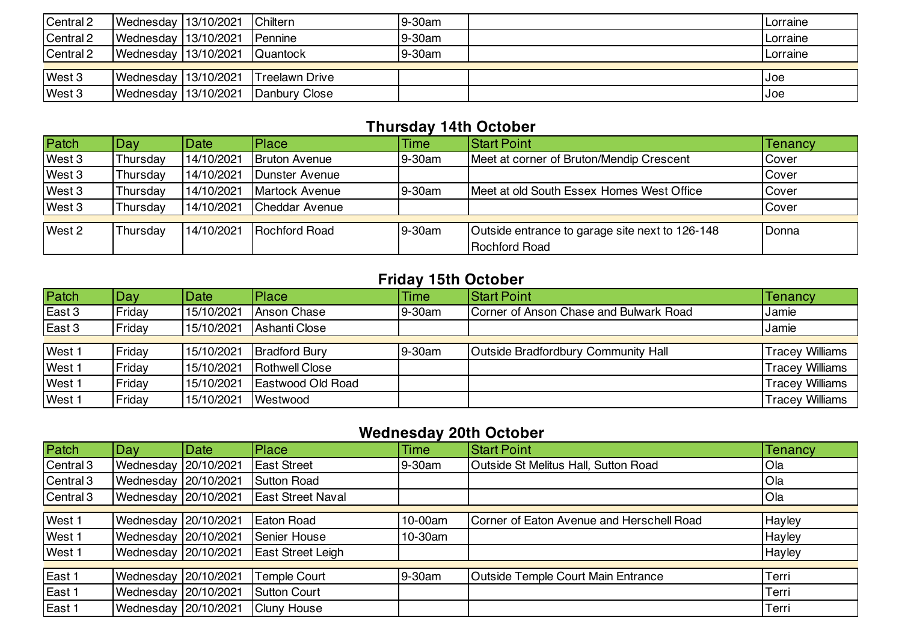| | | | | | | |
|---|---|---|---|---|---|---|
| Central 2 | Wednesday | 13/10/2021 | Chiltern | 9-30am | | Lorraine |
| Central 2 | Wednesday | 13/10/2021 | Pennine | 9-30am | | Lorraine |
| Central 2 | Wednesday | 13/10/2021 | Quantock | 9-30am | | Lorraine |
| West 3 | Wednesday | 13/10/2021 | Treelawn Drive | | | Joe |
| West 3 | Wednesday | 13/10/2021 | Danbury Close | | | Joe |

## Thursday 14th October

| Patch | Day | Date | Place | Time | Start Point | Tenancy |
|---|---|---|---|---|---|---|
| West 3 | Thursday | 14/10/2021 | Bruton Avenue | 9-30am | Meet at corner of Bruton/Mendip Crescent | Cover |
| West 3 | Thursday | 14/10/2021 | Dunster Avenue | | | Cover |
| West 3 | Thursday | 14/10/2021 | Martock Avenue | 9-30am | Meet at old South Essex Homes West Office | Cover |
| West 3 | Thursday | 14/10/2021 | Cheddar Avenue | | | Cover |
| West 2 | Thursday | 14/10/2021 | Rochford Road | 9-30am | Outside entrance to garage site next to 126-148 Rochford Road | Donna |

## Friday 15th October

| Patch | Day | Date | Place | Time | Start Point | Tenancy |
|---|---|---|---|---|---|---|
| East 3 | Friday | 15/10/2021 | Anson Chase | 9-30am | Corner of Anson Chase and Bulwark Road | Jamie |
| East 3 | Friday | 15/10/2021 | Ashanti Close | | | Jamie |
| West 1 | Friday | 15/10/2021 | Bradford Bury | 9-30am | Outside Bradfordbury Community Hall | Tracey Williams |
| West 1 | Friday | 15/10/2021 | Rothwell Close | | | Tracey Williams |
| West 1 | Friday | 15/10/2021 | Eastwood Old Road | | | Tracey Williams |
| West 1 | Friday | 15/10/2021 | Westwood | | | Tracey Williams |

## Wednesday 20th October

| Patch | Day | Date | Place | Time | Start Point | Tenancy |
|---|---|---|---|---|---|---|
| Central 3 | Wednesday | 20/10/2021 | East Street | 9-30am | Outside St Melitus Hall, Sutton Road | Ola |
| Central 3 | Wednesday | 20/10/2021 | Sutton Road | | | Ola |
| Central 3 | Wednesday | 20/10/2021 | East Street Naval | | | Ola |
| West 1 | Wednesday | 20/10/2021 | Eaton Road | 10-00am | Corner of Eaton Avenue and Herschell Road | Hayley |
| West 1 | Wednesday | 20/10/2021 | Senier House | 10-30am | | Hayley |
| West 1 | Wednesday | 20/10/2021 | East Street Leigh | | | Hayley |
| East 1 | Wednesday | 20/10/2021 | Temple Court | 9-30am | Outside Temple Court Main Entrance | Terri |
| East 1 | Wednesday | 20/10/2021 | Sutton Court | | | Terri |
| East 1 | Wednesday | 20/10/2021 | Cluny House | | | Terri |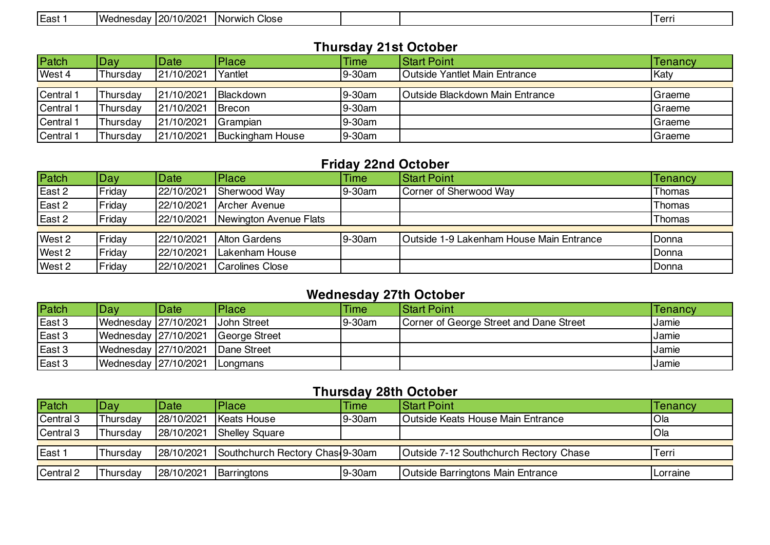| East 1 | Wednesday | 20/10/2021 | Norwich Close | | | Terri |
|---|---|---|---|---|---|---|

## Thursday 21st October

| Patch | Day | Date | Place | Time | Start Point | Tenancy |
|---|---|---|---|---|---|---|
| West 4 | Thursday | 21/10/2021 | Yantlet | 9-30am | Outside Yantlet Main Entrance | Katy |
| Central 1 | Thursday | 21/10/2021 | Blackdown | 9-30am | Outside Blackdown Main Entrance | Graeme |
| Central 1 | Thursday | 21/10/2021 | Brecon | 9-30am | | Graeme |
| Central 1 | Thursday | 21/10/2021 | Grampian | 9-30am | | Graeme |
| Central 1 | Thursday | 21/10/2021 | Buckingham House | 9-30am | | Graeme |

## Friday 22nd October

| Patch | Day | Date | Place | Time | Start Point | Tenancy |
|---|---|---|---|---|---|---|
| East 2 | Friday | 22/10/2021 | Sherwood Way | 9-30am | Corner of Sherwood Way | Thomas |
| East 2 | Friday | 22/10/2021 | Archer Avenue | | | Thomas |
| East 2 | Friday | 22/10/2021 | Newington Avenue Flats | | | Thomas |
| West 2 | Friday | 22/10/2021 | Alton Gardens | 9-30am | Outside 1-9 Lakenham House Main Entrance | Donna |
| West 2 | Friday | 22/10/2021 | Lakenham House | | | Donna |
| West 2 | Friday | 22/10/2021 | Carolines Close | | | Donna |

## Wednesday 27th October

| Patch | Day | Date | Place | Time | Start Point | Tenancy |
|---|---|---|---|---|---|---|
| East 3 | Wednesday | 27/10/2021 | John Street | 9-30am | Corner of George Street and Dane Street | Jamie |
| East 3 | Wednesday | 27/10/2021 | George Street | | | Jamie |
| East 3 | Wednesday | 27/10/2021 | Dane Street | | | Jamie |
| East 3 | Wednesday | 27/10/2021 | Longmans | | | Jamie |

## Thursday 28th October

| Patch | Day | Date | Place | Time | Start Point | Tenancy |
|---|---|---|---|---|---|---|
| Central 3 | Thursday | 28/10/2021 | Keats House | 9-30am | Outside Keats House Main Entrance | Ola |
| Central 3 | Thursday | 28/10/2021 | Shelley Square | | | Ola |
| East 1 | Thursday | 28/10/2021 | Southchurch Rectory Chas | 9-30am | Outside 7-12 Southchurch Rectory Chase | Terri |
| Central 2 | Thursday | 28/10/2021 | Barringtons | 9-30am | Outside Barringtons Main Entrance | Lorraine |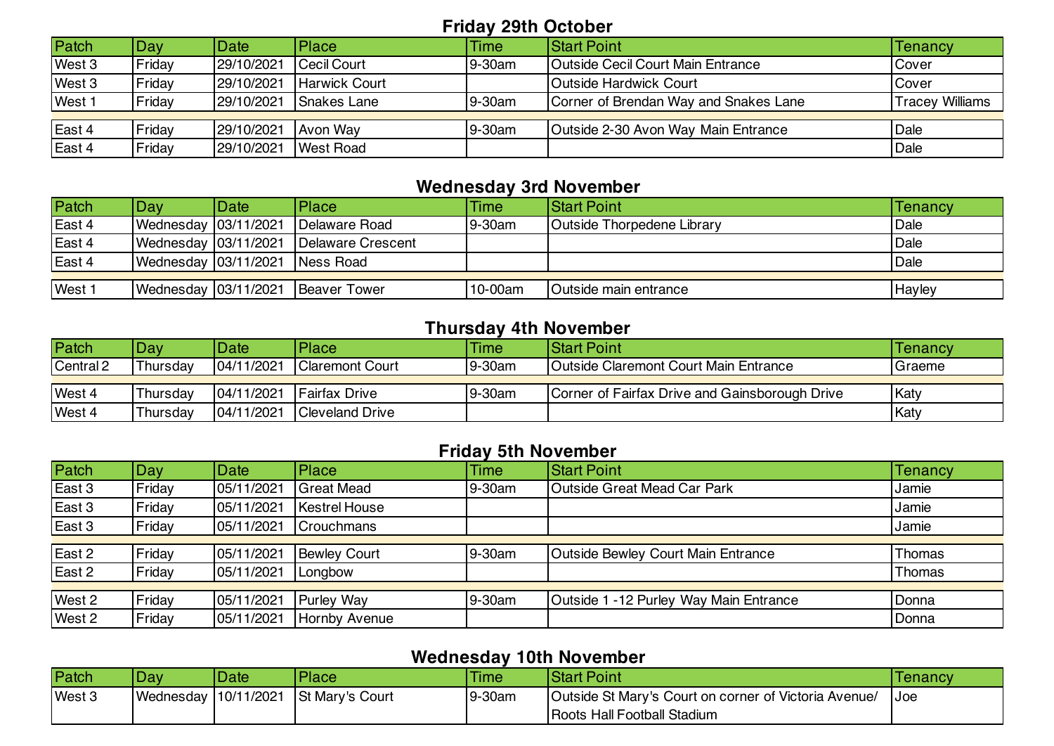## Friday 29th October

| Patch | Day | Date | Place | Time | Start Point | Tenancy |
|---|---|---|---|---|---|---|
| West 3 | Friday | 29/10/2021 | Cecil Court | 9-30am | Outside Cecil Court Main Entrance | Cover |
| West 3 | Friday | 29/10/2021 | Harwick Court | | Outside Hardwick Court | Cover |
| West 1 | Friday | 29/10/2021 | Snakes Lane | 9-30am | Corner of Brendan Way and Snakes Lane | Tracey Williams |
| East 4 | Friday | 29/10/2021 | Avon Way | 9-30am | Outside 2-30 Avon Way Main Entrance | Dale |
| East 4 | Friday | 29/10/2021 | West Road | | | Dale |

## Wednesday 3rd November

| Patch | Day | Date | Place | Time | Start Point | Tenancy |
|---|---|---|---|---|---|---|
| East 4 | Wednesday | 03/11/2021 | Delaware Road | 9-30am | Outside Thorpedene Library | Dale |
| East 4 | Wednesday | 03/11/2021 | Delaware Crescent | | | Dale |
| East 4 | Wednesday | 03/11/2021 | Ness Road | | | Dale |
| West 1 | Wednesday | 03/11/2021 | Beaver Tower | 10-00am | Outside main entrance | Hayley |

## Thursday 4th November

| Patch | Day | Date | Place | Time | Start Point | Tenancy |
|---|---|---|---|---|---|---|
| Central 2 | Thursday | 04/11/2021 | Claremont Court | 9-30am | Outside Claremont Court Main Entrance | Graeme |
| West 4 | Thursday | 04/11/2021 | Fairfax Drive | 9-30am | Corner of Fairfax Drive and Gainsborough Drive | Katy |
| West 4 | Thursday | 04/11/2021 | Cleveland Drive | | | Katy |

## Friday 5th November

| Patch | Day | Date | Place | Time | Start Point | Tenancy |
|---|---|---|---|---|---|---|
| East 3 | Friday | 05/11/2021 | Great Mead | 9-30am | Outside Great Mead Car Park | Jamie |
| East 3 | Friday | 05/11/2021 | Kestrel House | | | Jamie |
| East 3 | Friday | 05/11/2021 | Crouchmans | | | Jamie |
| East 2 | Friday | 05/11/2021 | Bewley Court | 9-30am | Outside Bewley Court Main Entrance | Thomas |
| East 2 | Friday | 05/11/2021 | Longbow | | | Thomas |
| West 2 | Friday | 05/11/2021 | Purley Way | 9-30am | Outside 1 -12 Purley Way Main Entrance | Donna |
| West 2 | Friday | 05/11/2021 | Hornby Avenue | | | Donna |

## Wednesday 10th November

| Patch | Day | Date | Place | Time | Start Point | Tenancy |
|---|---|---|---|---|---|---|
| West 3 | Wednesday | 10/11/2021 | St Mary's Court | 9-30am | Outside St Mary's Court on corner of Victoria Avenue/ Roots Hall Football Stadium | Joe |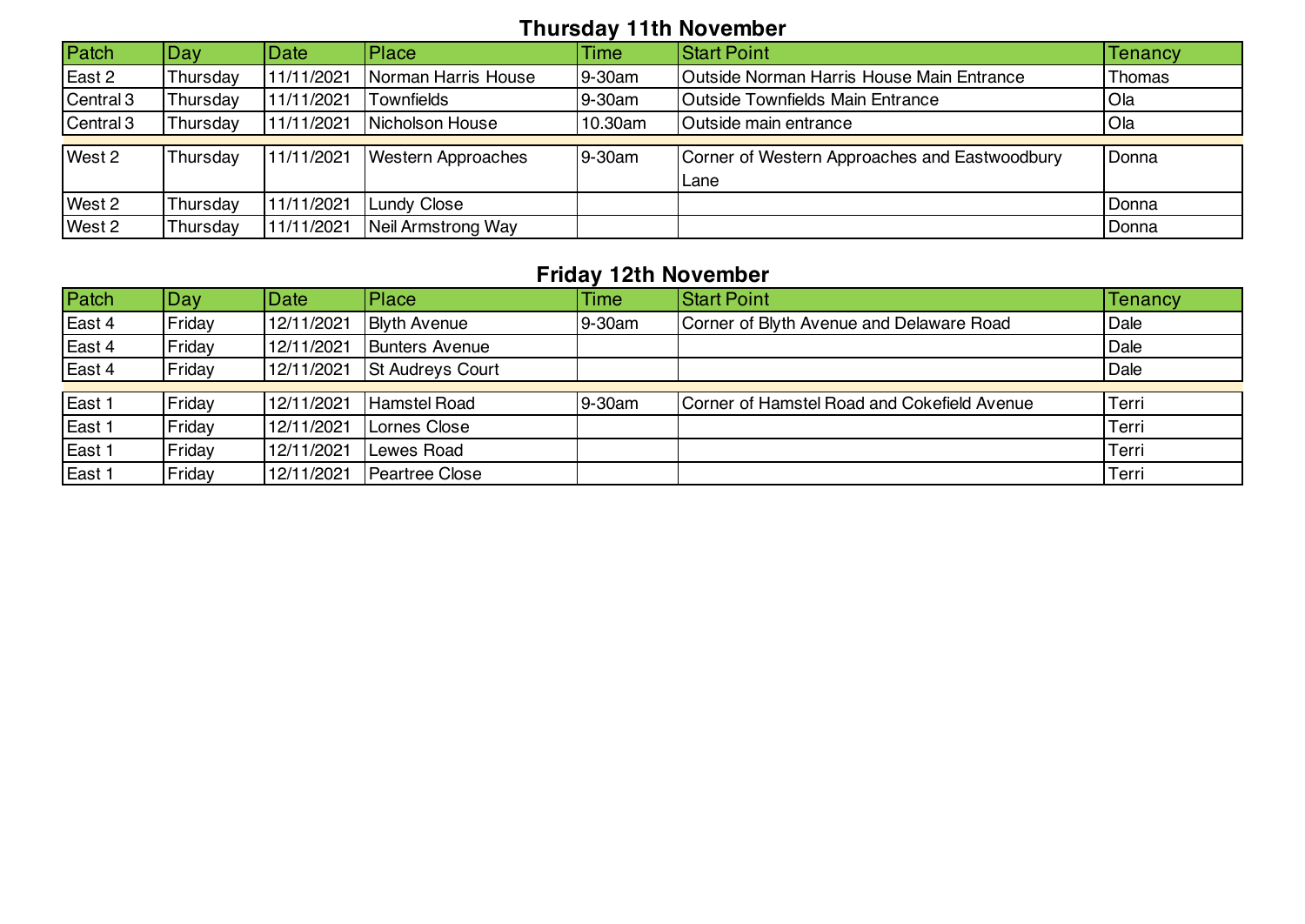## Thursday 11th November

| Patch | Day | Date | Place | Time | Start Point | Tenancy |
|---|---|---|---|---|---|---|
| East 2 | Thursday | 11/11/2021 | Norman Harris House | 9-30am | Outside Norman Harris House Main Entrance | Thomas |
| Central 3 | Thursday | 11/11/2021 | Townfields | 9-30am | Outside Townfields Main Entrance | Ola |
| Central 3 | Thursday | 11/11/2021 | Nicholson House | 10.30am | Outside main entrance | Ola |
| West 2 | Thursday | 11/11/2021 | Western Approaches | 9-30am | Corner of Western Approaches and Eastwoodbury Lane | Donna |
| West 2 | Thursday | 11/11/2021 | Lundy Close | | | Donna |
| West 2 | Thursday | 11/11/2021 | Neil Armstrong Way | | | Donna |

## Friday 12th November

| Patch | Day | Date | Place | Time | Start Point | Tenancy |
|---|---|---|---|---|---|---|
| East 4 | Friday | 12/11/2021 | Blyth Avenue | 9-30am | Corner of Blyth Avenue and Delaware Road | Dale |
| East 4 | Friday | 12/11/2021 | Bunters Avenue | | | Dale |
| East 4 | Friday | 12/11/2021 | St Audreys Court | | | Dale |
| East 1 | Friday | 12/11/2021 | Hamstel Road | 9-30am | Corner of Hamstel Road and Cokefield Avenue | Terri |
| East 1 | Friday | 12/11/2021 | Lornes Close | | | Terri |
| East 1 | Friday | 12/11/2021 | Lewes Road | | | Terri |
| East 1 | Friday | 12/11/2021 | Peartree Close | | | Terri |